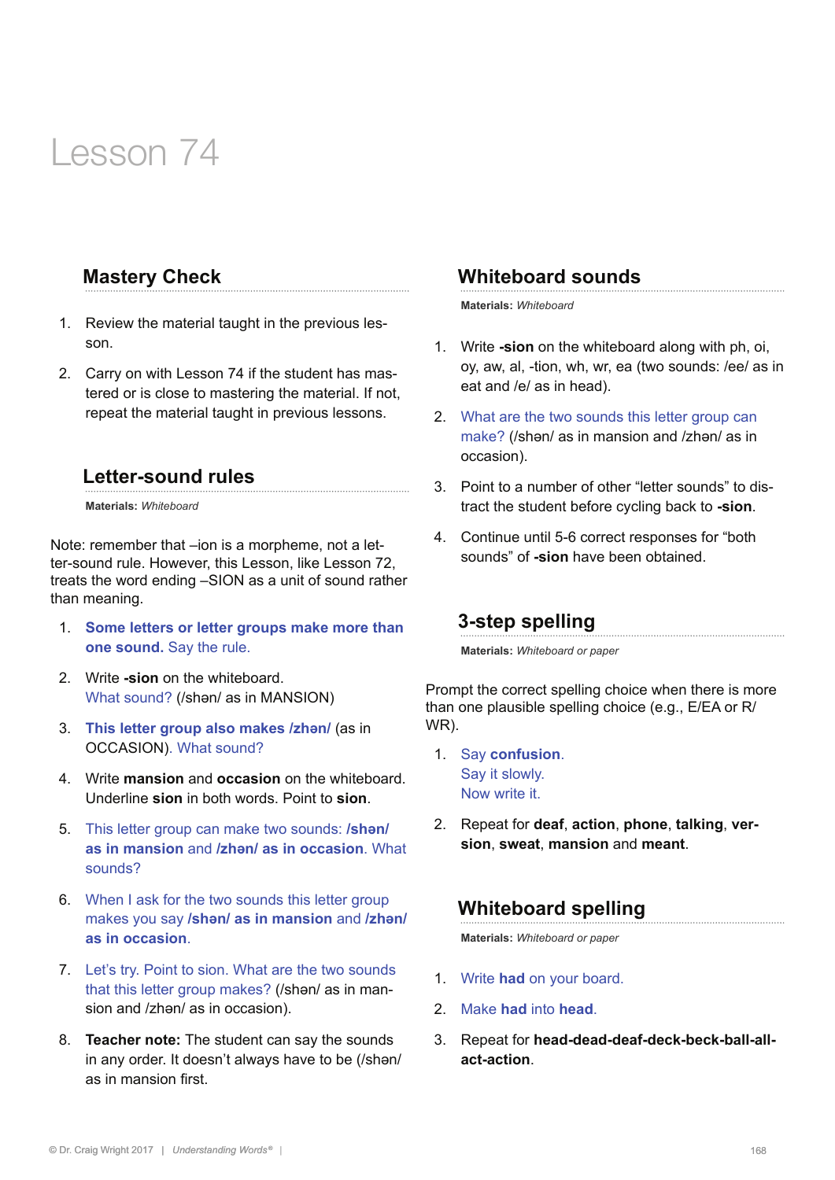# Lesson 74

## Mastery Check

1. Review the material taught in the previous lesson.
2. Carry on with Lesson 74 if the student has mastered or is close to mastering the material. If not, repeat the material taught in previous lessons.

## Letter-sound rules

**Materials:** *Whiteboard*

Note: remember that –ion is a morpheme, not a letter-sound rule. However, this Lesson, like Lesson 72, treats the word ending –SION as a unit of sound rather than meaning.

1. **Some letters or letter groups make more than one sound.** Say the rule.
2. Write **-sion** on the whiteboard. What sound? (/shən/ as in MANSION)
3. **This letter group also makes /zhən/** (as in OCCASION). What sound?
4. Write **mansion** and **occasion** on the whiteboard. Underline **sion** in both words. Point to **sion**.
5. This letter group can make two sounds: **/shən/ as in mansion** and **/zhən/ as in occasion**. What sounds?
6. When I ask for the two sounds this letter group makes you say **/shən/ as in mansion** and **/zhən/ as in occasion**.
7. Let's try. Point to sion. What are the two sounds that this letter group makes? (/shən/ as in mansion and /zhən/ as in occasion).
8. **Teacher note:** The student can say the sounds in any order. It doesn't always have to be (/shən/ as in mansion first.

## Whiteboard sounds

**Materials:** *Whiteboard*

1. Write **-sion** on the whiteboard along with ph, oi, oy, aw, al, -tion, wh, wr, ea (two sounds: /ee/ as in eat and /e/ as in head).
2. What are the two sounds this letter group can make? (/shən/ as in mansion and /zhən/ as in occasion).
3. Point to a number of other "letter sounds" to distract the student before cycling back to **-sion**.
4. Continue until 5-6 correct responses for "both sounds" of **-sion** have been obtained.

## 3-step spelling

**Materials:** *Whiteboard or paper*

Prompt the correct spelling choice when there is more than one plausible spelling choice (e.g., E/EA or R/WR).

1. Say **confusion**.
   Say it slowly.
   Now write it.
2. Repeat for **deaf**, **action**, **phone**, **talking**, **version**, **sweat**, **mansion** and **meant**.

## Whiteboard spelling

**Materials:** *Whiteboard or paper*

1. Write **had** on your board.
2. Make **had** into **head**.
3. Repeat for **head-dead-deaf-deck-beck-ball-all-act-action**.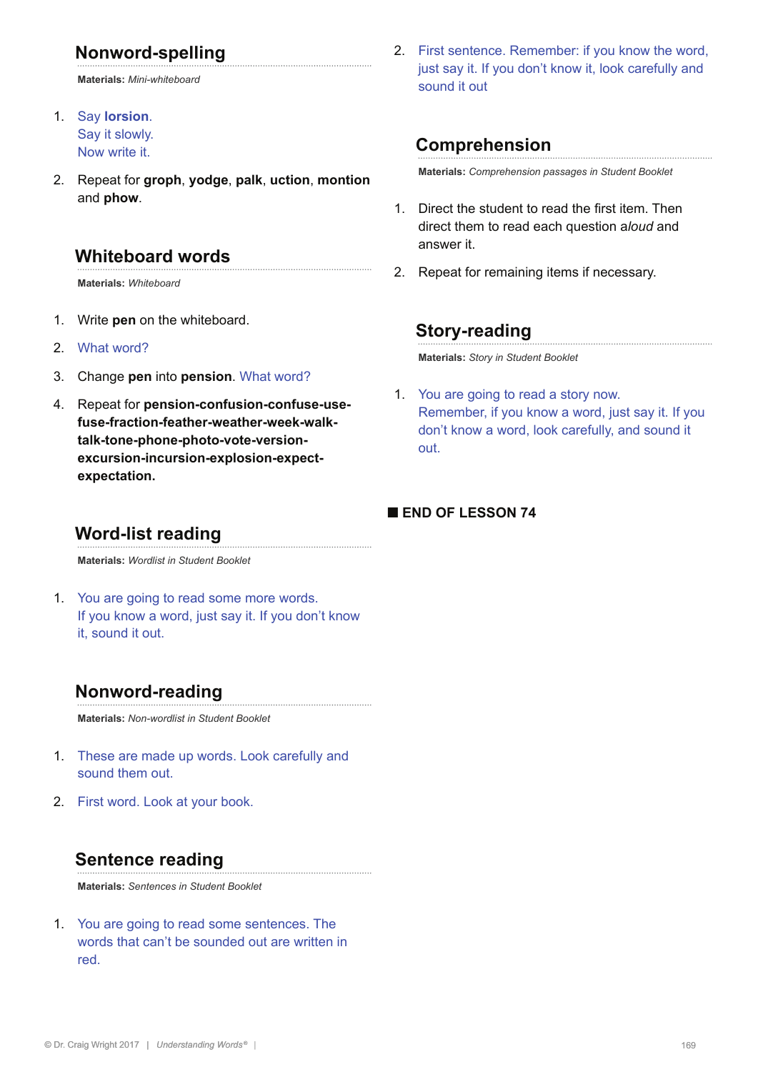## Nonword-spelling

**Materials:** *Mini-whiteboard*

1. Say **lorsion**.
   Say it slowly.
   Now write it.
2. Repeat for **graph**, **yodge**, **palk**, **uction**, **montion** and **phow**.

## Whiteboard words

**Materials:** *Whiteboard*

1. Write **pen** on the whiteboard.
2. What word?
3. Change **pen** into **pension**. What word?
4. Repeat for **pension-confusion-confuse-use-fuse-fraction-feather-weather-week-walk-talk-tone-phone-photo-vote-version-excursion-incursion-explosion-expect-expectation.**

## Word-list reading

**Materials:** *Wordlist in Student Booklet*

1. You are going to read some more words.
   If you know a word, just say it. If you don't know it, sound it out.

## Nonword-reading

**Materials:** *Non-wordlist in Student Booklet*

1. These are made up words. Look carefully and sound them out.
2. First word. Look at your book.

## Sentence reading

**Materials:** *Sentences in Student Booklet*

1. You are going to read some sentences. The words that can't be sounded out are written in red.
2. First sentence. Remember: if you know the word, just say it. If you don't know it, look carefully and sound it out

## Comprehension

**Materials:** *Comprehension passages in Student Booklet*

1. Direct the student to read the first item. Then direct them to read each question *aloud* and answer it.
2. Repeat for remaining items if necessary.

## Story-reading

**Materials:** *Story in Student Booklet*

1. You are going to read a story now.
   Remember, if you know a word, just say it. If you don't know a word, look carefully, and sound it out.

■ **END OF LESSON 74**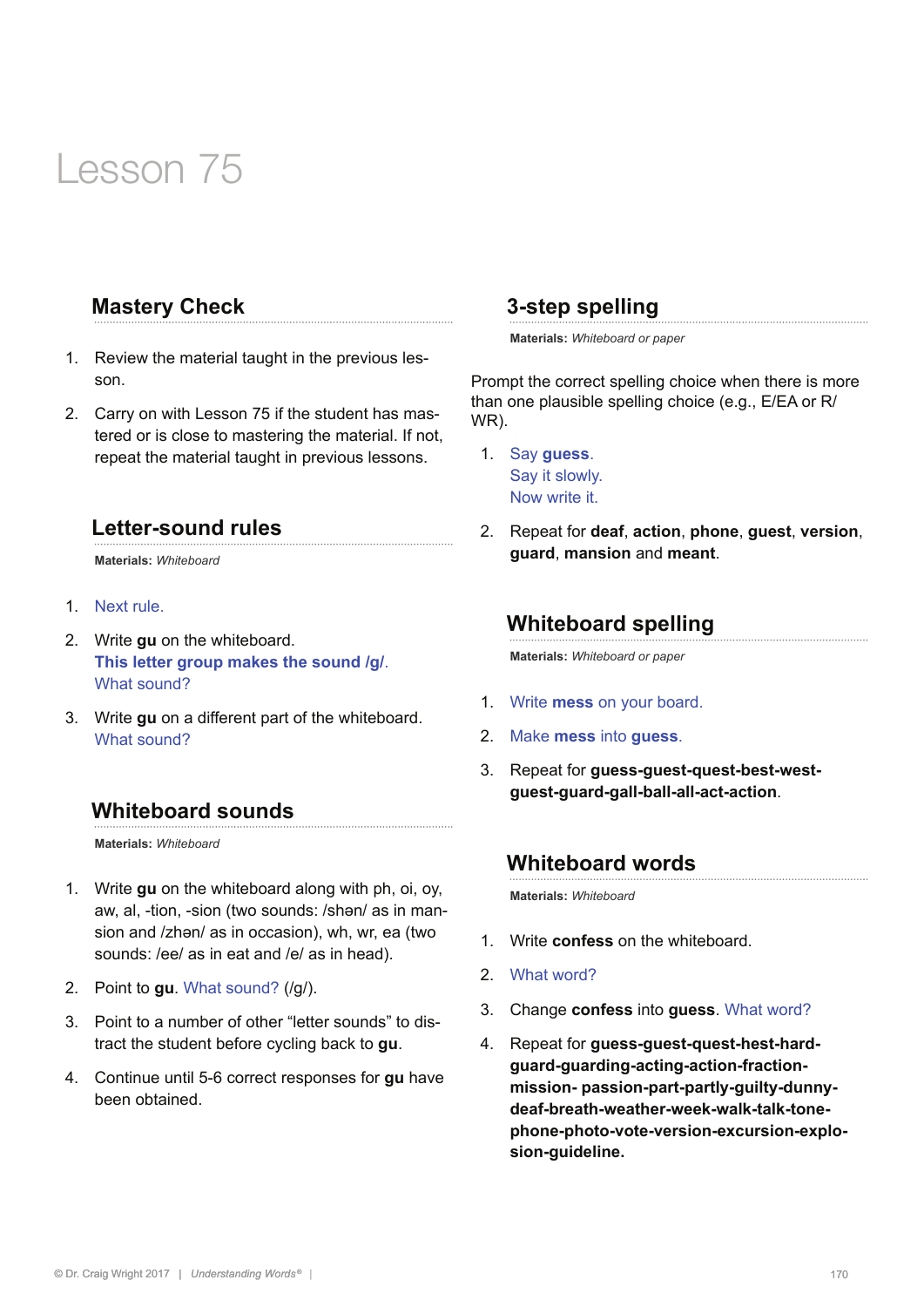# Lesson 75

## Mastery Check

1. Review the material taught in the previous lesson.
2. Carry on with Lesson 75 if the student has mastered or is close to mastering the material. If not, repeat the material taught in previous lessons.

## Letter-sound rules

**Materials:** *Whiteboard*

1. Next rule.
2. Write **gu** on the whiteboard.
   **This letter group makes the sound /g/.**
   What sound?
3. Write **gu** on a different part of the whiteboard.
   What sound?

## Whiteboard sounds

**Materials:** *Whiteboard*

1. Write **gu** on the whiteboard along with ph, oi, oy, aw, al, -tion, -sion (two sounds: /shən/ as in mansion and /zhən/ as in occasion), wh, wr, ea (two sounds: /ee/ as in eat and /e/ as in head).
2. Point to **gu**. What sound? (/g/).
3. Point to a number of other "letter sounds" to distract the student before cycling back to **gu**.
4. Continue until 5-6 correct responses for **gu** have been obtained.

## 3-step spelling

**Materials:** *Whiteboard or paper*

Prompt the correct spelling choice when there is more than one plausible spelling choice (e.g., E/EA or R/WR).

1. Say **guess**.
   Say it slowly.
   Now write it.
2. Repeat for **deaf**, **action**, **phone**, **guest**, **version**, **guard**, **mansion** and **meant**.

## Whiteboard spelling

**Materials:** *Whiteboard or paper*

1. Write **mess** on your board.
2. Make **mess** into **guess**.
3. Repeat for **guess-guest-quest-best-west-guest-guard-gall-ball-all-act-action**.

## Whiteboard words

**Materials:** *Whiteboard*

1. Write **confess** on the whiteboard.
2. What word?
3. Change **confess** into **guess**. What word?
4. Repeat for **guess-guest-quest-hest-hard-guard-guarding-acting-action-fraction-mission- passion-part-partly-guilty-dunny-deaf-breath-weather-week-walk-talk-tone-phone-photo-vote-version-excursion-explosion-guideline.**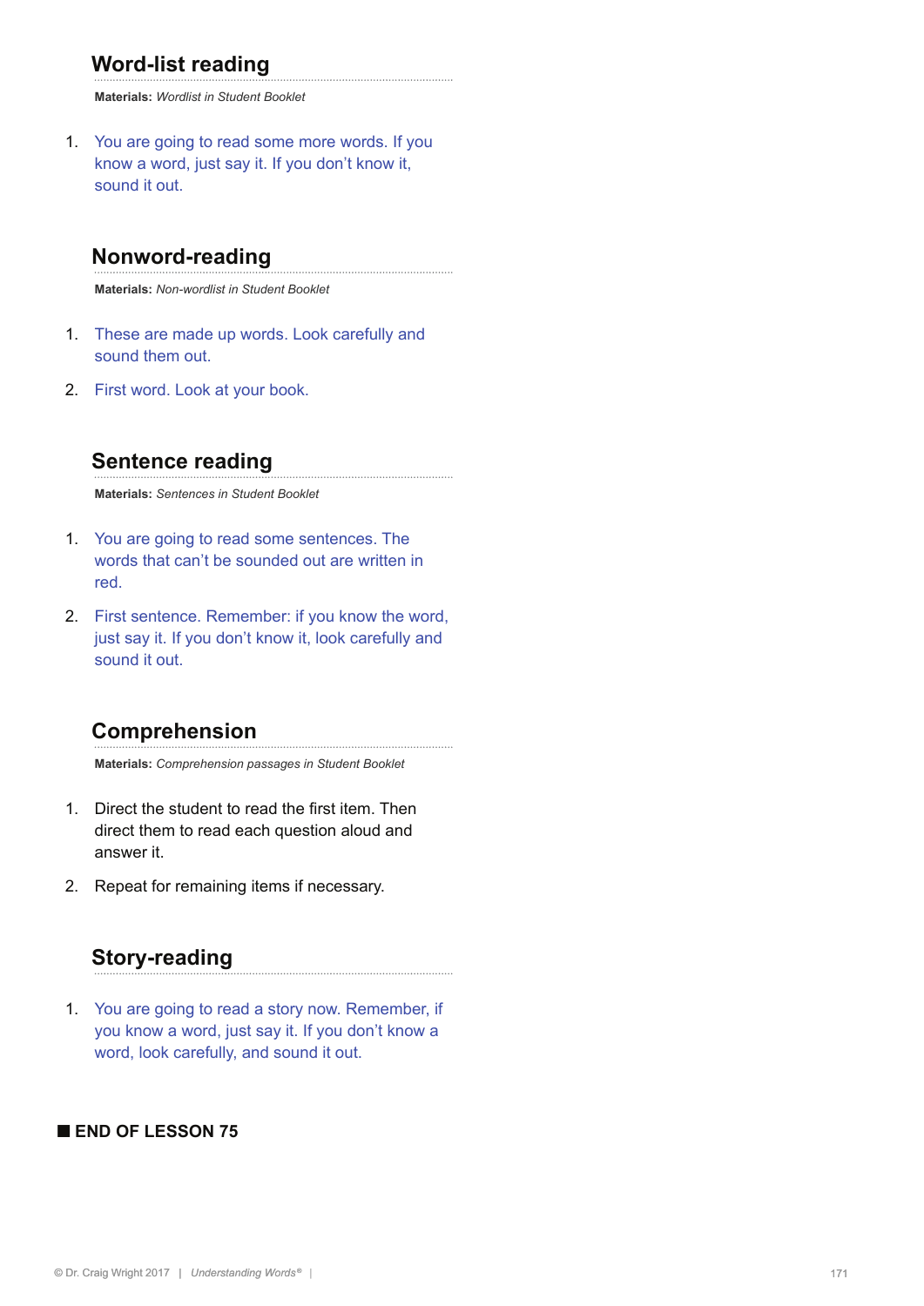## Word-list reading

**Materials:** *Wordlist in Student Booklet*

1. You are going to read some more words. If you know a word, just say it. If you don't know it, sound it out.

## Nonword-reading

**Materials:** *Non-wordlist in Student Booklet*

1. These are made up words. Look carefully and sound them out.
2. First word. Look at your book.

## Sentence reading

**Materials:** *Sentences in Student Booklet*

1. You are going to read some sentences. The words that can't be sounded out are written in red.
2. First sentence. Remember: if you know the word, just say it. If you don't know it, look carefully and sound it out.

## Comprehension

**Materials:** *Comprehension passages in Student Booklet*

1. Direct the student to read the first item. Then direct them to read each question aloud and answer it.
2. Repeat for remaining items if necessary.

## Story-reading

1. You are going to read a story now. Remember, if you know a word, just say it. If you don't know a word, look carefully, and sound it out.

■ **END OF LESSON 75**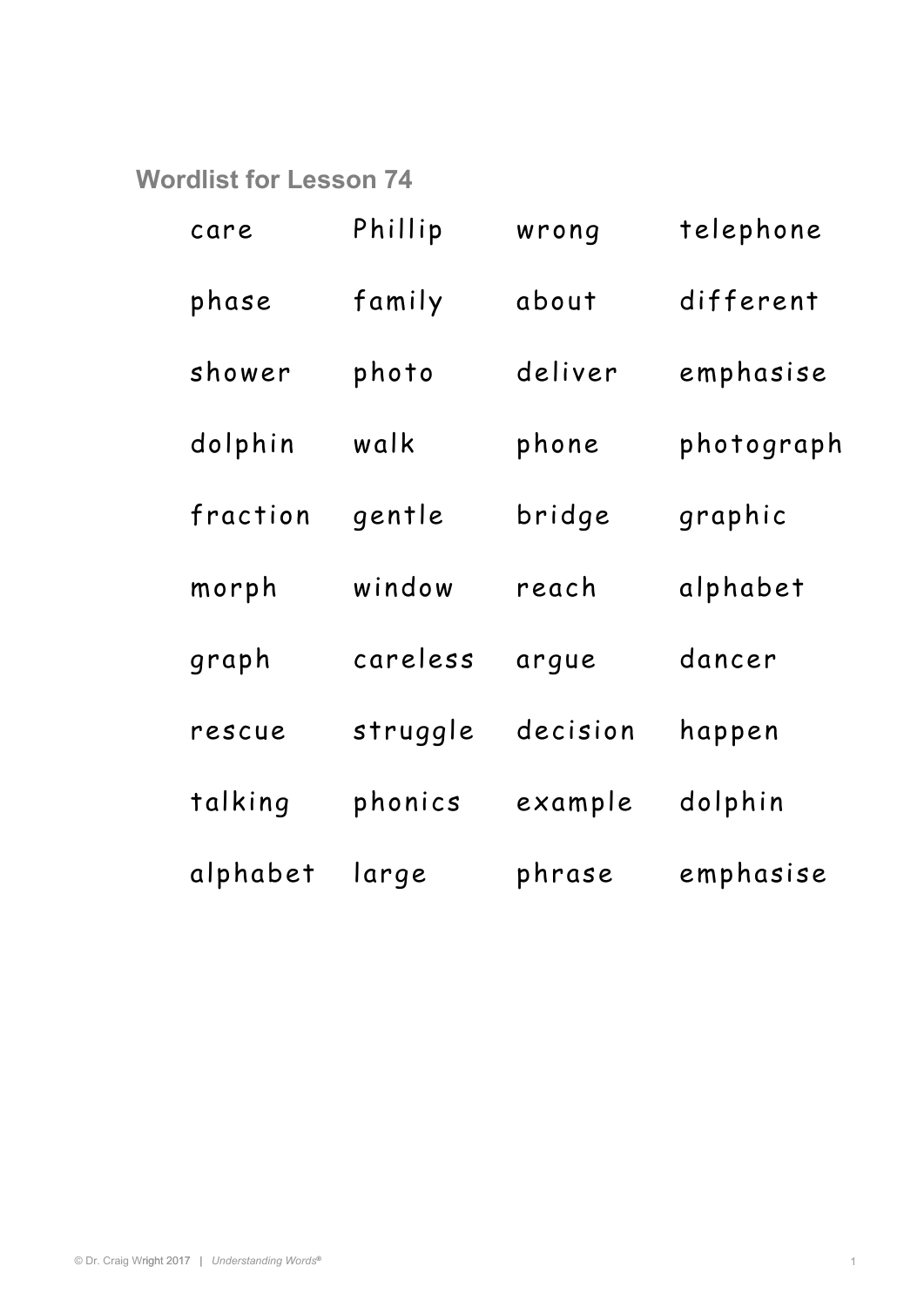## Wordlist for Lesson 74

| | | | |
|---|---|---|---|
| care | Phillip | wrong | telephone |
| phase | family | about | different |
| shower | photo | deliver | emphasise |
| dolphin | walk | phone | photograph |
| fraction | gentle | bridge | graphic |
| morph | window | reach | alphabet |
| graph | careless | argue | dancer |
| rescue | struggle | decision | happen |
| talking | phonics | example | dolphin |
| alphabet | large | phrase | emphasise |

© Dr. Craig Wright 2017 | *Understanding Words®*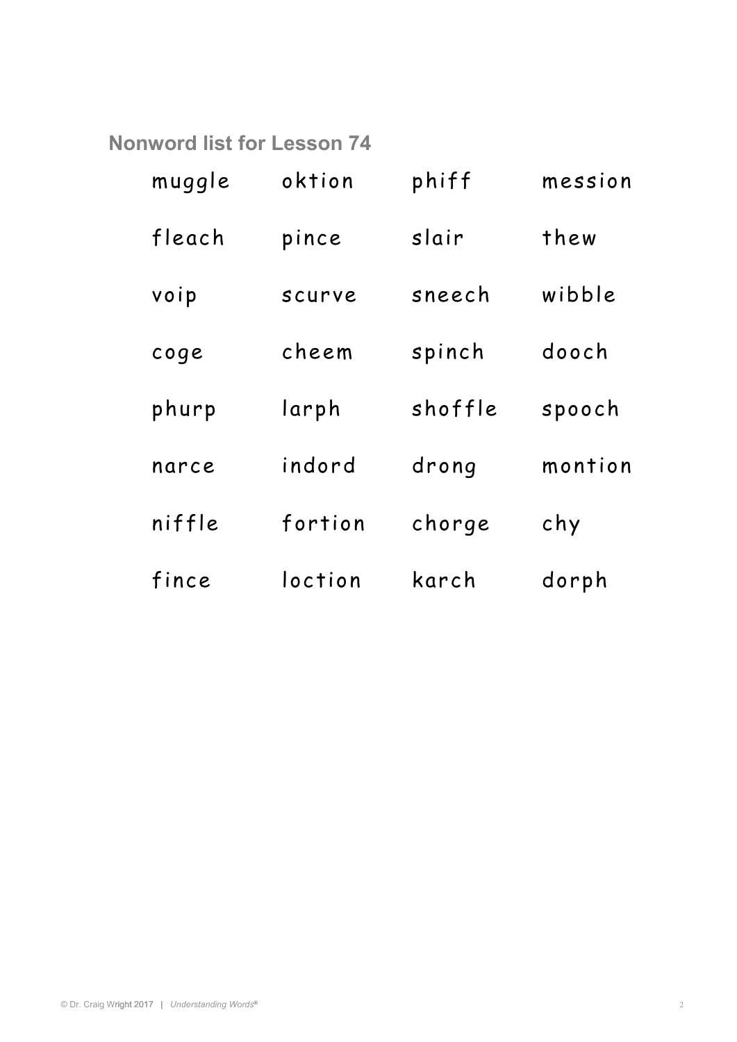## Nonword list for Lesson 74

| | | | |
|---|---|---|---|
| muggle | oktion | phiff | mession |
| fleach | pince | slair | thew |
| voip | scurve | sneech | wibble |
| coge | cheem | spinch | dooch |
| phurp | larph | shoffle | spooch |
| narce | indord | drong | montion |
| niffle | fortion | chorge | chy |
| fince | loction | karch | dorph |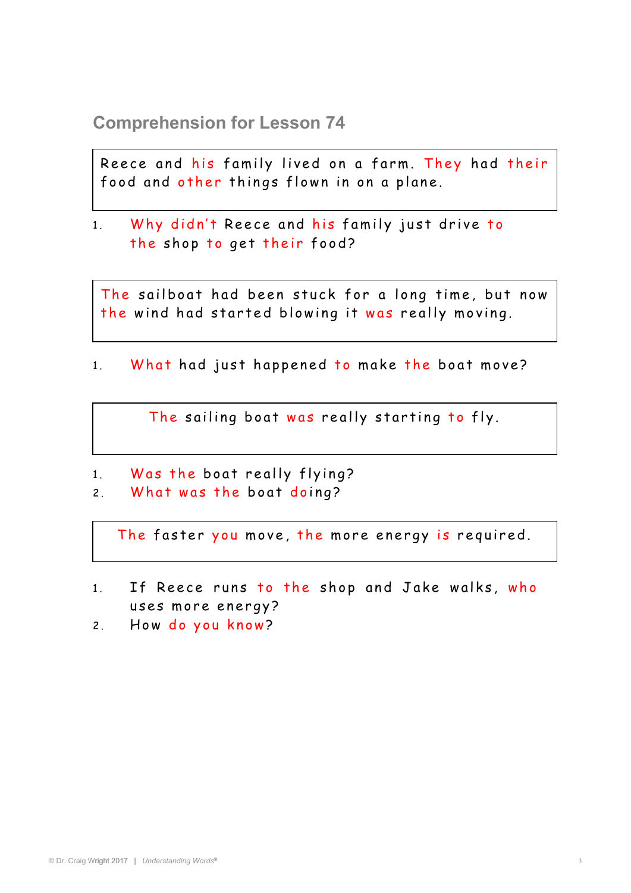## Comprehension for Lesson 74

> Reece and his family lived on a farm. They had their food and other things flown in on a plane.

1. Why didn't Reece and his family just drive to the shop to get their food?

> The sailboat had been stuck for a long time, but now the wind had started blowing it was really moving.

1. What had just happened to make the boat move?

> The sailing boat was really starting to fly.

1. Was the boat really flying?
2. What was the boat doing?

> The faster you move, the more energy is required.

1. If Reece runs to the shop and Jake walks, who uses more energy?
2. How do you know?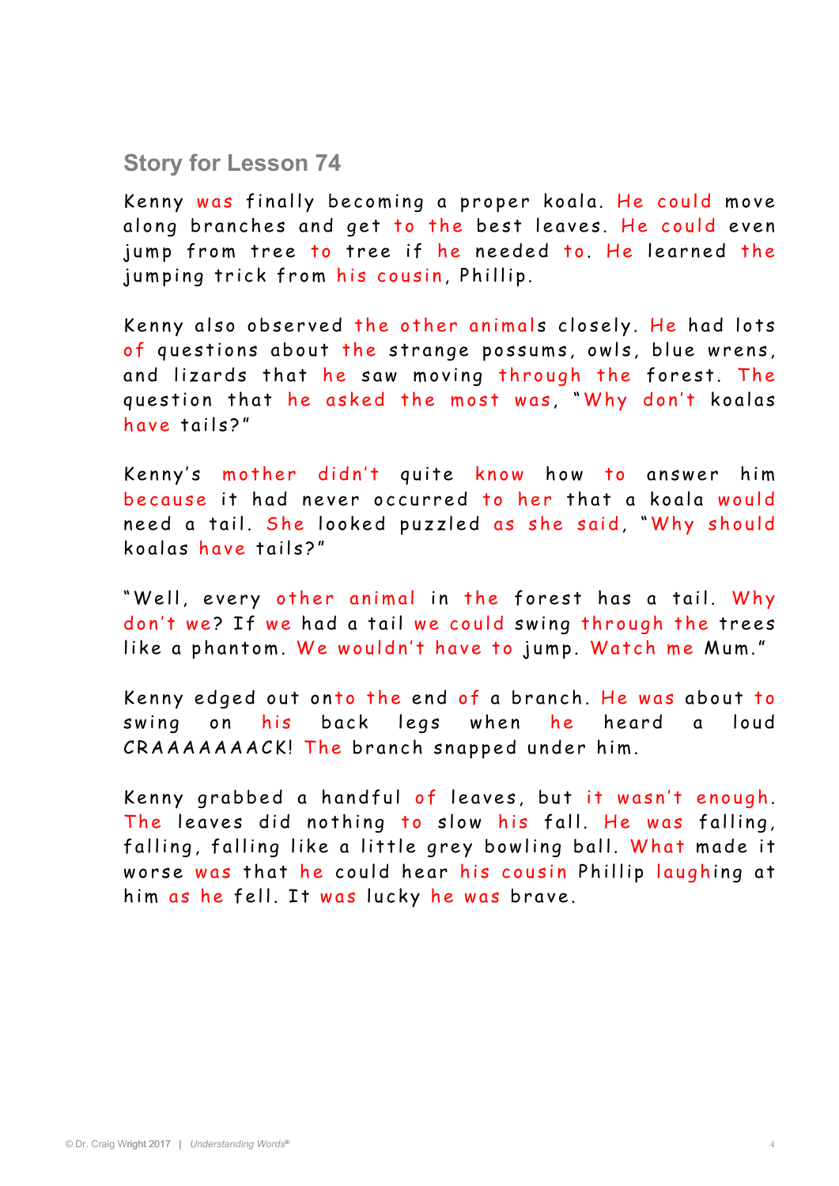## Story for Lesson 74

Kenny was finally becoming a proper koala. He could move along branches and get to the best leaves. He could even jump from tree to tree if he needed to. He learned the jumping trick from his cousin, Phillip.

Kenny also observed the other animals closely. He had lots of questions about the strange possums, owls, blue wrens, and lizards that he saw moving through the forest. The question that he asked the most was, "Why don't koalas have tails?"

Kenny's mother didn't quite know how to answer him because it had never occurred to her that a koala would need a tail. She looked puzzled as she said, "Why should koalas have tails?"

"Well, every other animal in the forest has a tail. Why don't we? If we had a tail we could swing through the trees like a phantom. We wouldn't have to jump. Watch me Mum."

Kenny edged out onto the end of a branch. He was about to swing on his back legs when he heard a loud CRAAAAAAACK! The branch snapped under him.

Kenny grabbed a handful of leaves, but it wasn't enough. The leaves did nothing to slow his fall. He was falling, falling, falling like a little grey bowling ball. What made it worse was that he could hear his cousin Phillip laughing at him as he fell. It was lucky he was brave.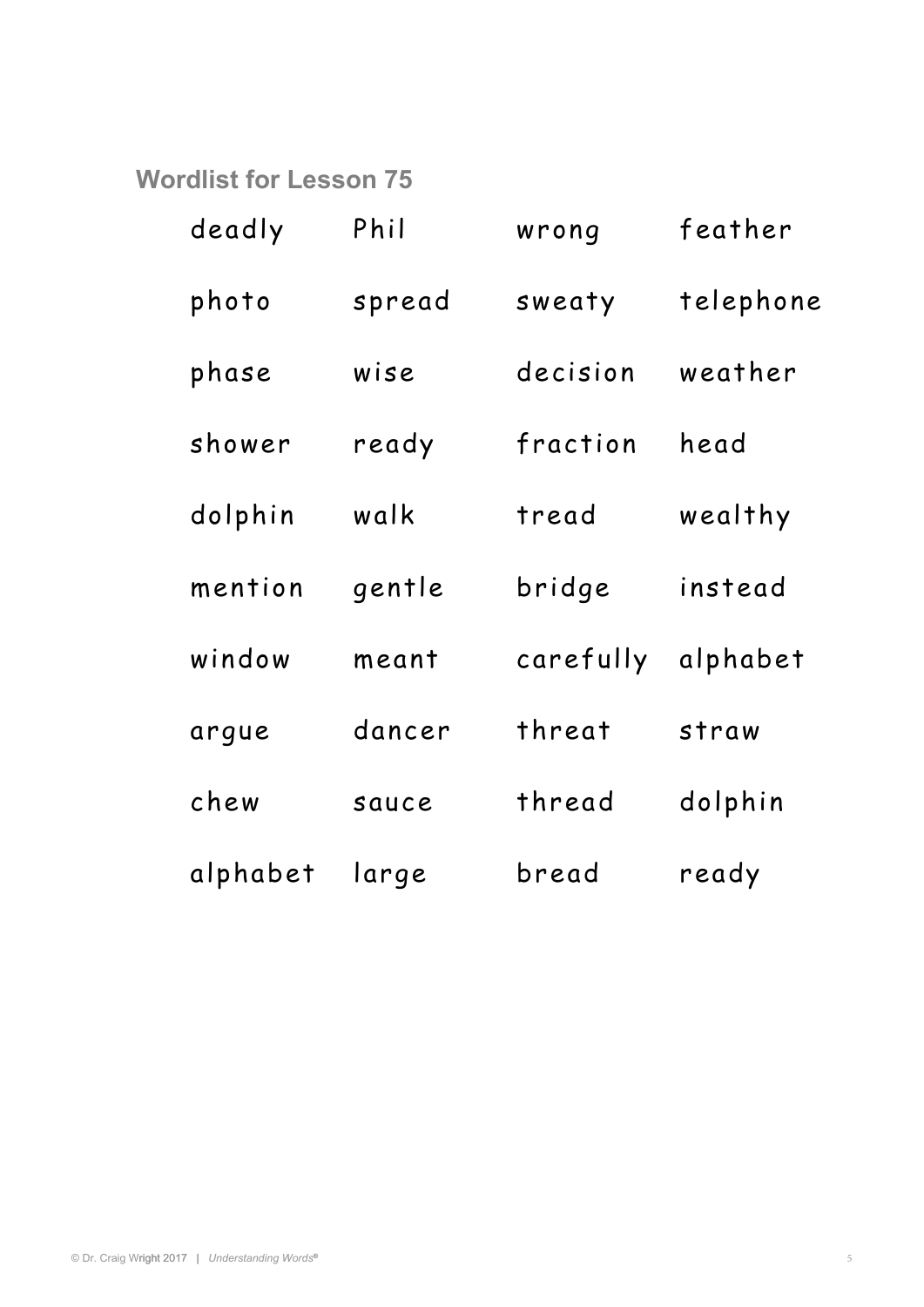## Wordlist for Lesson 75

| | | | |
|---|---|---|---|
| deadly | Phil | wrong | feather |
| photo | spread | sweaty | telephone |
| phase | wise | decision | weather |
| shower | ready | fraction | head |
| dolphin | walk | tread | wealthy |
| mention | gentle | bridge | instead |
| window | meant | carefully | alphabet |
| argue | dancer | threat | straw |
| chew | sauce | thread | dolphin |
| alphabet | large | bread | ready |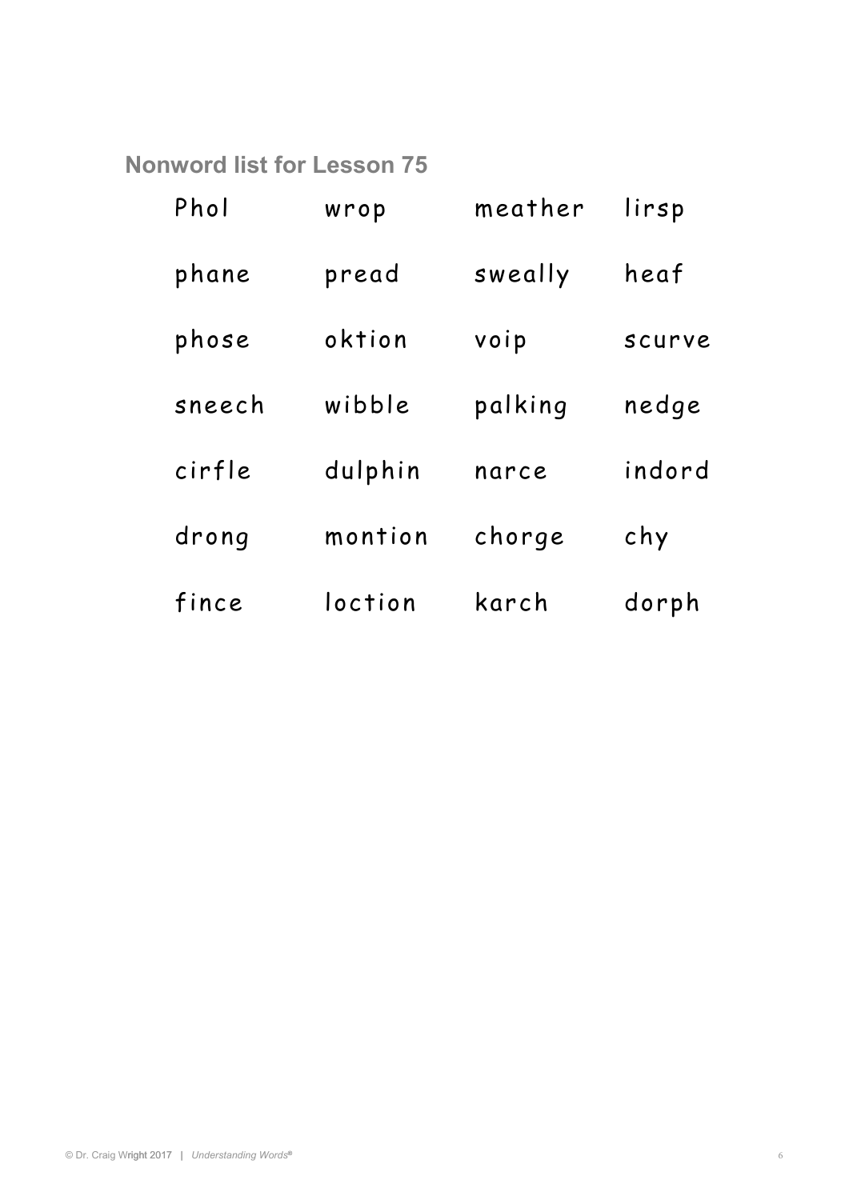## Nonword list for Lesson 75

| | | | |
|---|---|---|---|
| Phol | wrop | meather | lirsp |
| phane | pread | sweally | heaf |
| phose | oktion | voip | scurve |
| sneech | wibble | palking | nedge |
| cirfle | dulphin | narce | indord |
| drong | montion | chorge | chy |
| fince | loction | karch | dorph |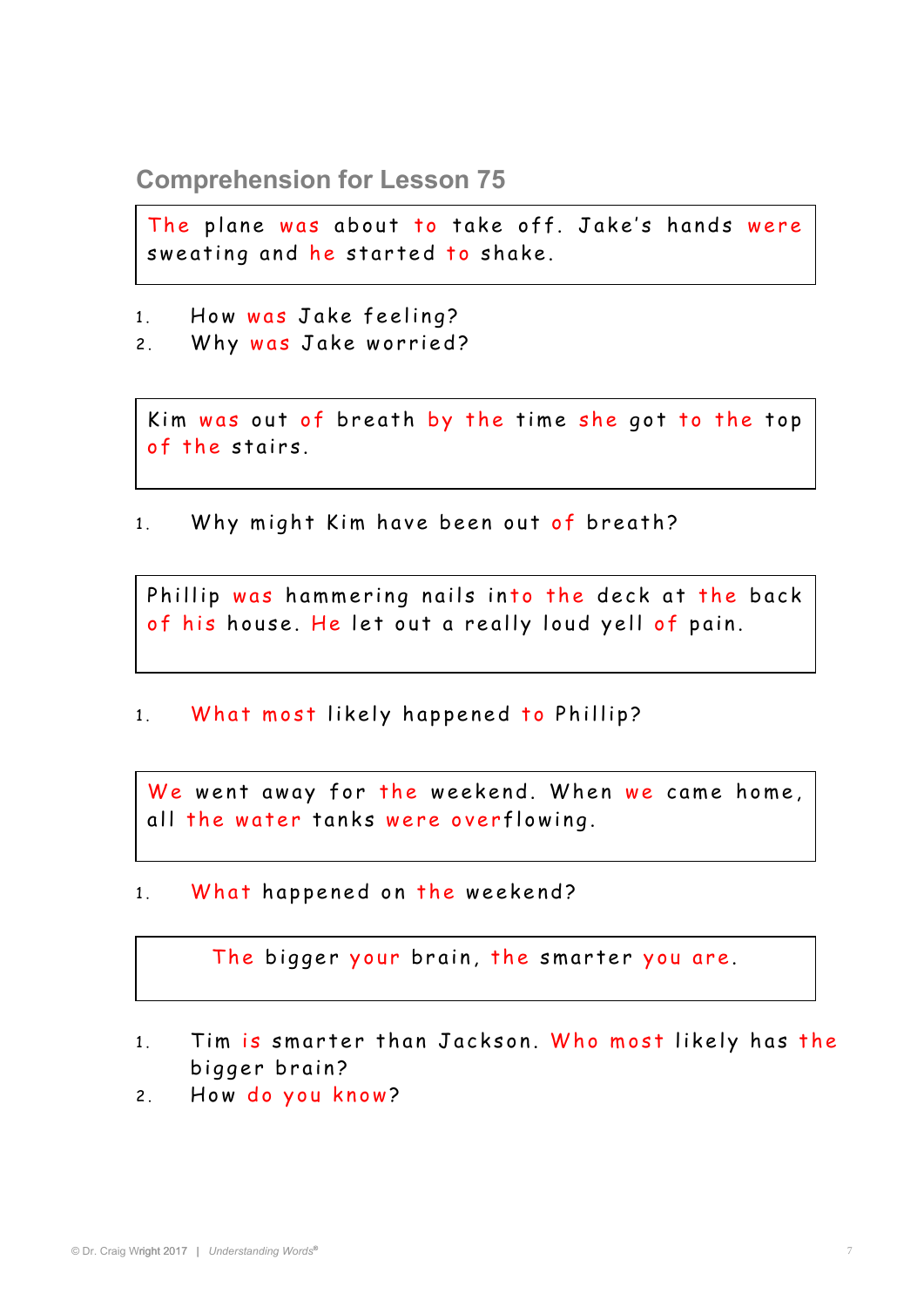## Comprehension for Lesson 75

The plane was about to take off. Jake's hands were sweating and he started to shake.

1. How was Jake feeling?
2. Why was Jake worried?

Kim was out of breath by the time she got to the top of the stairs.

1. Why might Kim have been out of breath?

Phillip was hammering nails into the deck at the back of his house. He let out a really loud yell of pain.

1. What most likely happened to Phillip?

We went away for the weekend. When we came home, all the water tanks were overflowing.

1. What happened on the weekend?

The bigger your brain, the smarter you are.

1. Tim is smarter than Jackson. Who most likely has the bigger brain?
2. How do you know?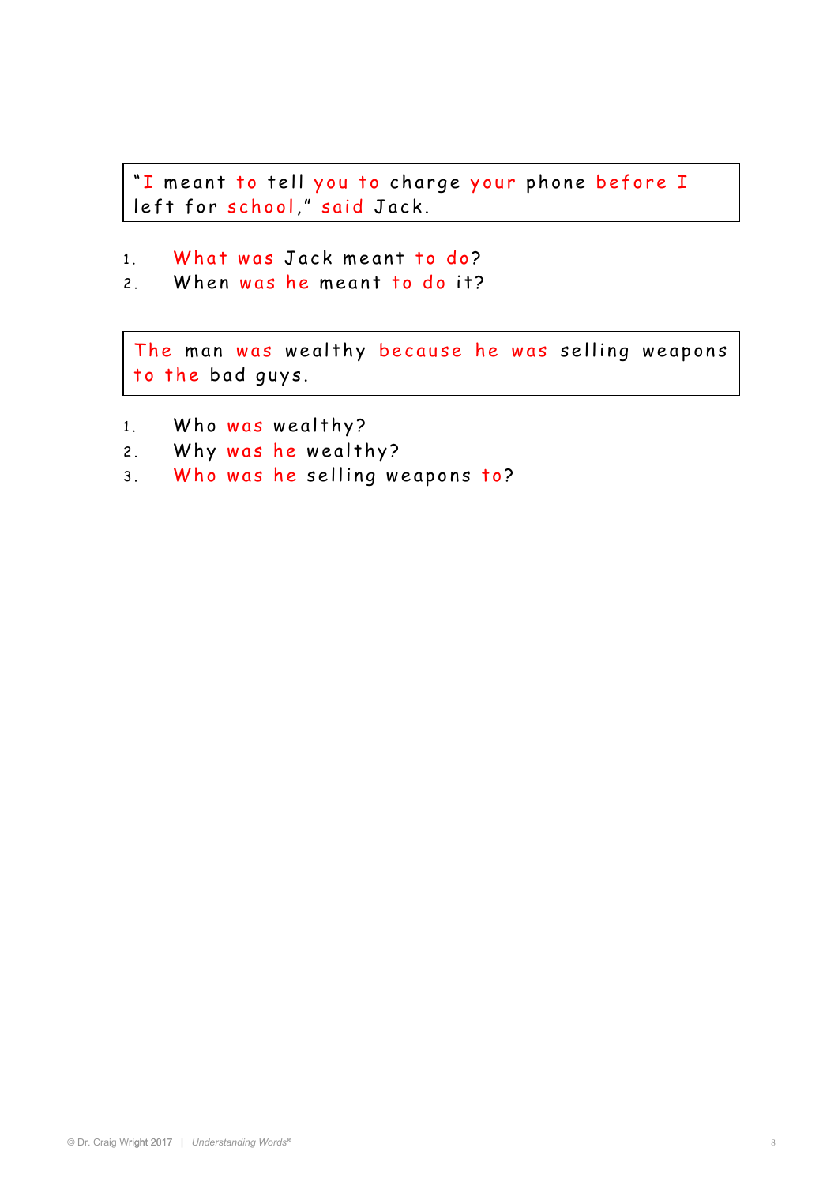| |
|---|
| "I meant to tell you to charge your phone before I left for school," said Jack. |

1. What was Jack meant to do?
2. When was he meant to do it?

| |
|---|
| The man was wealthy because he was selling weapons to the bad guys. |

1. Who was wealthy?
2. Why was he wealthy?
3. Who was he selling weapons to?